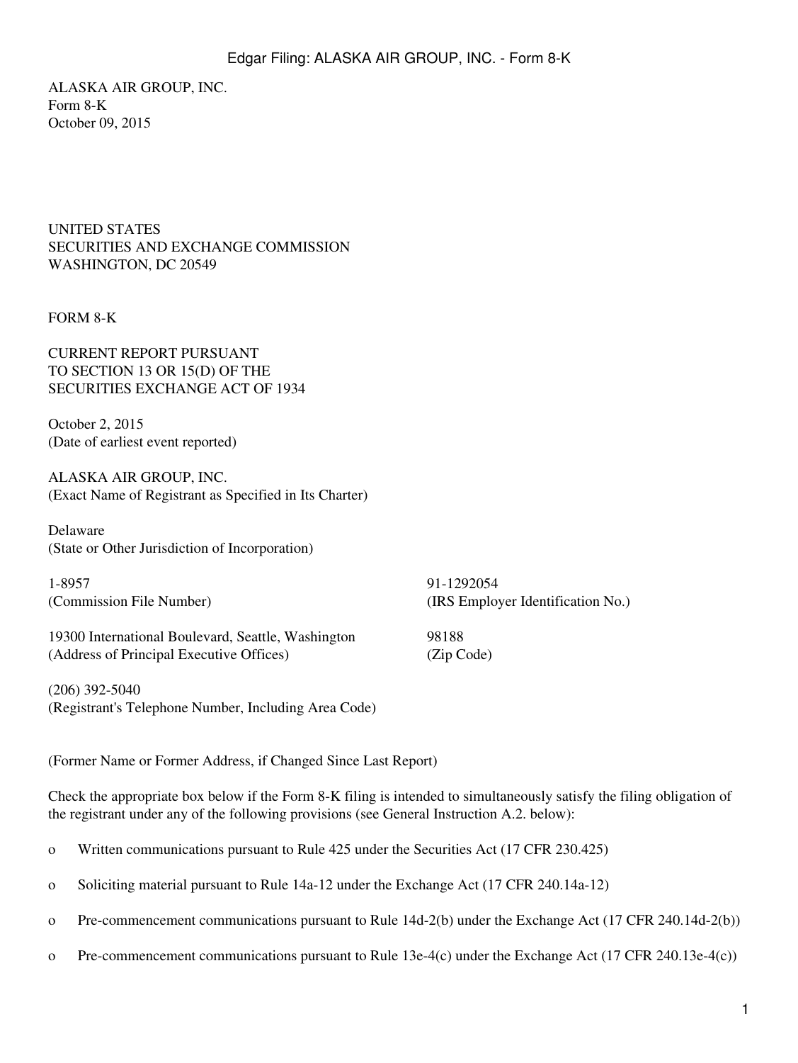ALASKA AIR GROUP, INC.
Form 8-K
October 09, 2015

UNITED STATES
SECURITIES AND EXCHANGE COMMISSION
WASHINGTON, DC 20549

FORM 8-K

CURRENT REPORT PURSUANT
TO SECTION 13 OR 15(D) OF THE
SECURITIES EXCHANGE ACT OF 1934

October 2, 2015
(Date of earliest event reported)

ALASKA AIR GROUP, INC.
(Exact Name of Registrant as Specified in Its Charter)

Delaware
(State or Other Jurisdiction of Incorporation)

| | |
|---|---|
| 1-8957<br>(Commission File Number) | 91-1292054<br>(IRS Employer Identification No.) |
| 19300 International Boulevard, Seattle, Washington<br>(Address of Principal Executive Offices) | 98188<br>(Zip Code) |

(206) 392-5040
(Registrant's Telephone Number, Including Area Code)

(Former Name or Former Address, if Changed Since Last Report)

Check the appropriate box below if the Form 8-K filing is intended to simultaneously satisfy the filing obligation of the registrant under any of the following provisions (see General Instruction A.2. below):

o Written communications pursuant to Rule 425 under the Securities Act (17 CFR 230.425)

o Soliciting material pursuant to Rule 14a-12 under the Exchange Act (17 CFR 240.14a-12)

o Pre-commencement communications pursuant to Rule 14d-2(b) under the Exchange Act (17 CFR 240.14d-2(b))

o Pre-commencement communications pursuant to Rule 13e-4(c) under the Exchange Act (17 CFR 240.13e-4(c))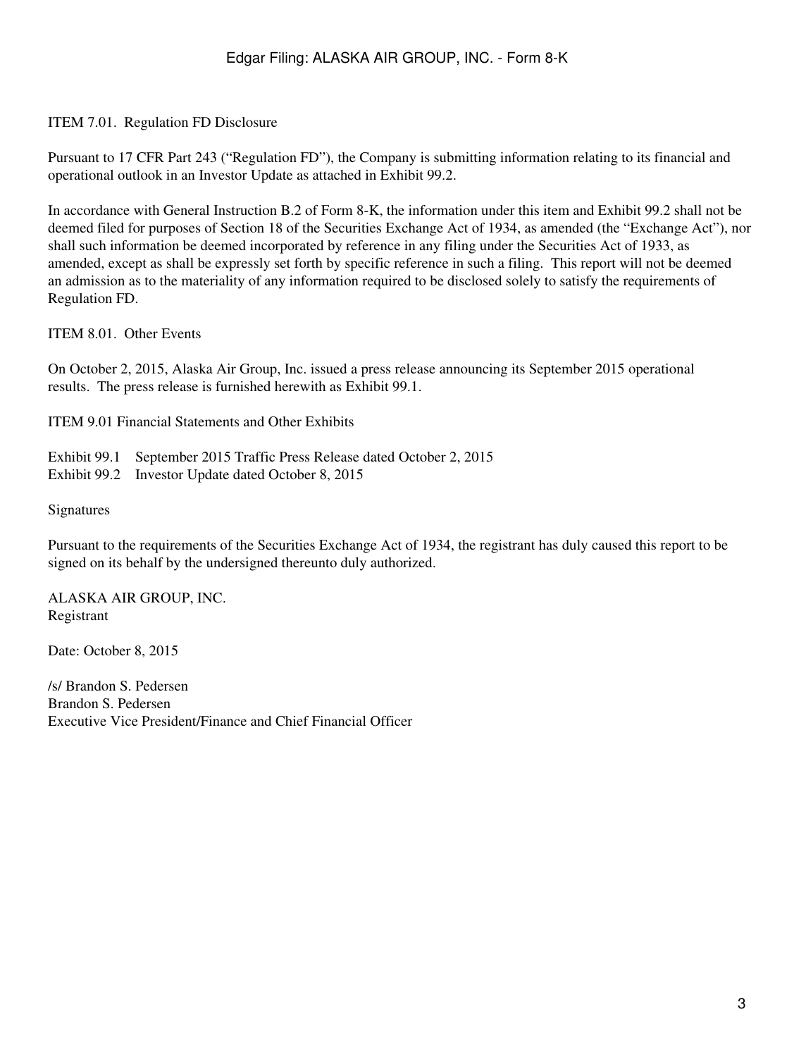ITEM 7.01. Regulation FD Disclosure

Pursuant to 17 CFR Part 243 ("Regulation FD"), the Company is submitting information relating to its financial and operational outlook in an Investor Update as attached in Exhibit 99.2.

In accordance with General Instruction B.2 of Form 8-K, the information under this item and Exhibit 99.2 shall not be deemed filed for purposes of Section 18 of the Securities Exchange Act of 1934, as amended (the "Exchange Act"), nor shall such information be deemed incorporated by reference in any filing under the Securities Act of 1933, as amended, except as shall be expressly set forth by specific reference in such a filing. This report will not be deemed an admission as to the materiality of any information required to be disclosed solely to satisfy the requirements of Regulation FD.

ITEM 8.01. Other Events

On October 2, 2015, Alaska Air Group, Inc. issued a press release announcing its September 2015 operational results. The press release is furnished herewith as Exhibit 99.1.

ITEM 9.01 Financial Statements and Other Exhibits

Exhibit 99.1 September 2015 Traffic Press Release dated October 2, 2015
Exhibit 99.2 Investor Update dated October 8, 2015

Signatures

Pursuant to the requirements of the Securities Exchange Act of 1934, the registrant has duly caused this report to be signed on its behalf by the undersigned thereunto duly authorized.

ALASKA AIR GROUP, INC.
Registrant

Date: October 8, 2015

/s/ Brandon S. Pedersen
Brandon S. Pedersen
Executive Vice President/Finance and Chief Financial Officer